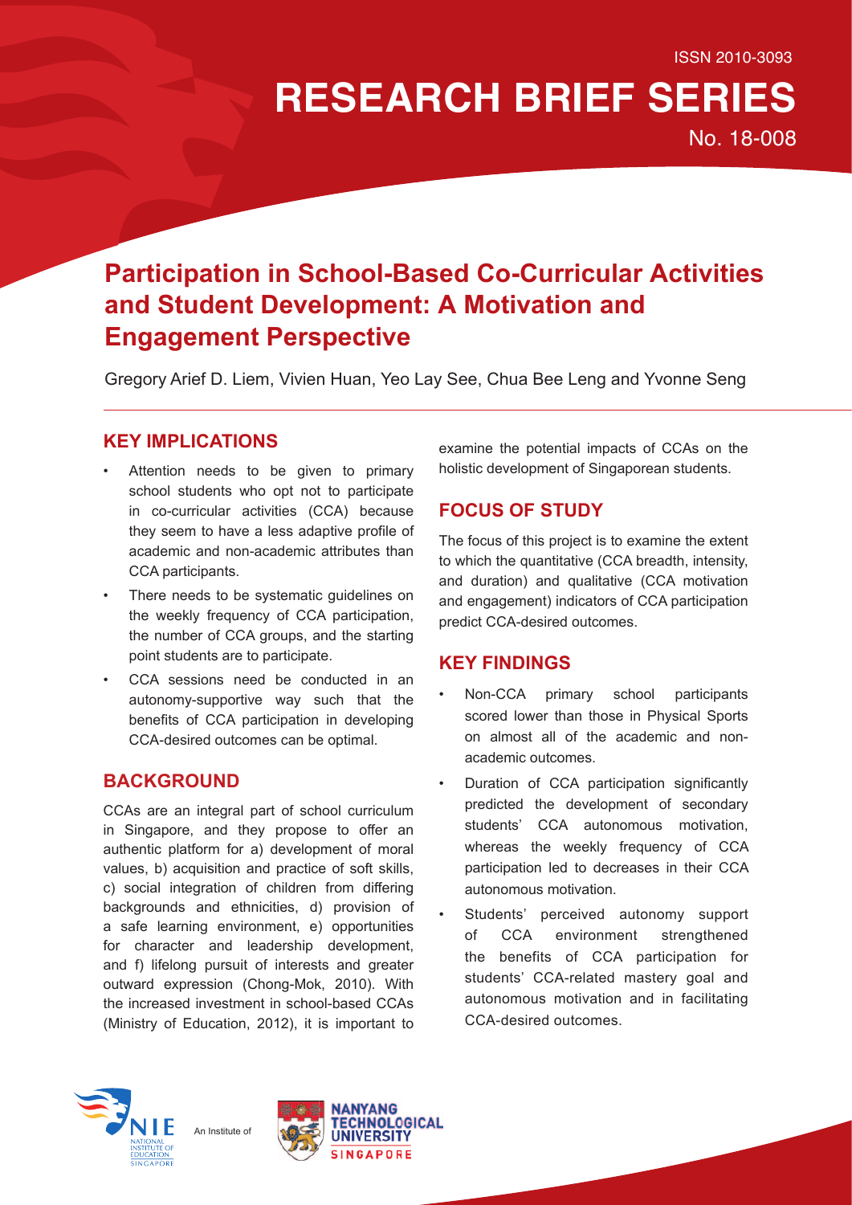ISSN 2010-3093

# RESEARCH BRIEF SERIES

No. 18-008

# Participation in School-Based Co-Curricular Activities and Student Development: A Motivation and Engagement Perspective

Gregory Arief D. Liem, Vivien Huan, Yeo Lay See, Chua Bee Leng and Yvonne Seng

## KEY IMPLICATIONS

- Attention needs to be given to primary school students who opt not to participate in co-curricular activities (CCA) because they seem to have a less adaptive profile of academic and non-academic attributes than CCA participants.
- There needs to be systematic guidelines on the weekly frequency of CCA participation, the number of CCA groups, and the starting point students are to participate.
- CCA sessions need be conducted in an autonomy-supportive way such that the benefits of CCA participation in developing CCA-desired outcomes can be optimal.

## BACKGROUND

CCAs are an integral part of school curriculum in Singapore, and they propose to offer an authentic platform for a) development of moral values, b) acquisition and practice of soft skills, c) social integration of children from differing backgrounds and ethnicities, d) provision of a safe learning environment, e) opportunities for character and leadership development, and f) lifelong pursuit of interests and greater outward expression (Chong-Mok, 2010). With the increased investment in school-based CCAs (Ministry of Education, 2012), it is important to examine the potential impacts of CCAs on the holistic development of Singaporean students.

## FOCUS OF STUDY

The focus of this project is to examine the extent to which the quantitative (CCA breadth, intensity, and duration) and qualitative (CCA motivation and engagement) indicators of CCA participation predict CCA-desired outcomes.

## KEY FINDINGS

- Non-CCA primary school participants scored lower than those in Physical Sports on almost all of the academic and non-academic outcomes.
- Duration of CCA participation significantly predicted the development of secondary students' CCA autonomous motivation, whereas the weekly frequency of CCA participation led to decreases in their CCA autonomous motivation.
- Students' perceived autonomy support of CCA environment strengthened the benefits of CCA participation for students' CCA-related mastery goal and autonomous motivation and in facilitating CCA-desired outcomes.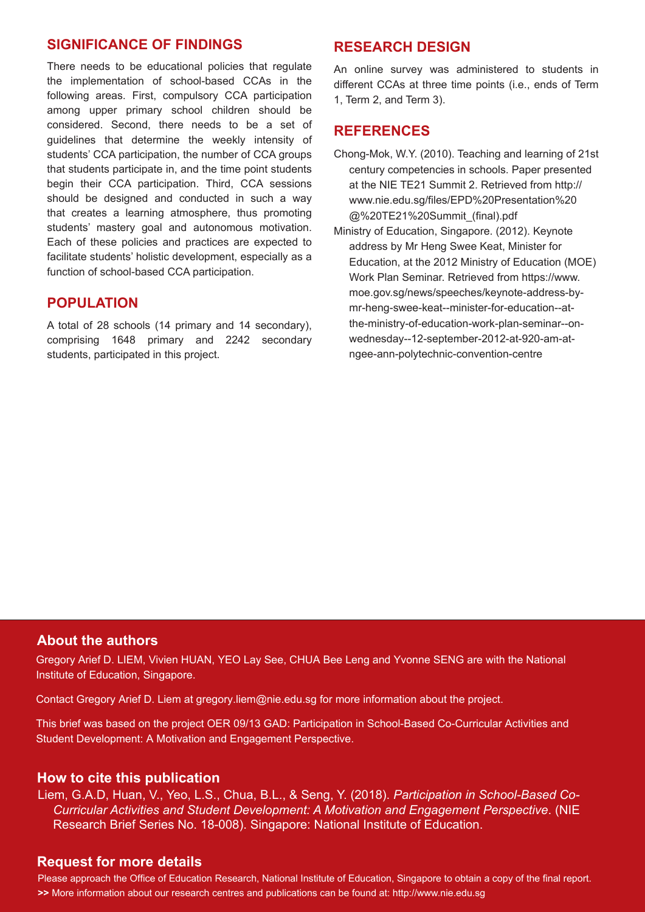## SIGNIFICANCE OF FINDINGS

There needs to be educational policies that regulate the implementation of school-based CCAs in the following areas. First, compulsory CCA participation among upper primary school children should be considered. Second, there needs to be a set of guidelines that determine the weekly intensity of students' CCA participation, the number of CCA groups that students participate in, and the time point students begin their CCA participation. Third, CCA sessions should be designed and conducted in such a way that creates a learning atmosphere, thus promoting students' mastery goal and autonomous motivation. Each of these policies and practices are expected to facilitate students' holistic development, especially as a function of school-based CCA participation.

## POPULATION

A total of 28 schools (14 primary and 14 secondary), comprising 1648 primary and 2242 secondary students, participated in this project.

## RESEARCH DESIGN

An online survey was administered to students in different CCAs at three time points (i.e., ends of Term 1, Term 2, and Term 3).

## REFERENCES

Chong-Mok, W.Y. (2010). Teaching and learning of 21st century competencies in schools. Paper presented at the NIE TE21 Summit 2. Retrieved from http://www.nie.edu.sg/files/EPD%20Presentation%20@%20TE21%20Summit_(final).pdf

Ministry of Education, Singapore. (2012). Keynote address by Mr Heng Swee Keat, Minister for Education, at the 2012 Ministry of Education (MOE) Work Plan Seminar. Retrieved from https://www.moe.gov.sg/news/speeches/keynote-address-by-mr-heng-swee-keat--minister-for-education--at-the-ministry-of-education-work-plan-seminar--on-wednesday--12-september-2012-at-920-am-at-ngee-ann-polytechnic-convention-centre

### About the authors

Gregory Arief D. LIEM, Vivien HUAN, YEO Lay See, CHUA Bee Leng and Yvonne SENG are with the National Institute of Education, Singapore.

Contact Gregory Arief D. Liem at gregory.liem@nie.edu.sg for more information about the project.

This brief was based on the project OER 09/13 GAD: Participation in School-Based Co-Curricular Activities and Student Development: A Motivation and Engagement Perspective.

### How to cite this publication

Liem, G.A.D, Huan, V., Yeo, L.S., Chua, B.L., & Seng, Y. (2018). *Participation in School-Based Co-Curricular Activities and Student Development: A Motivation and Engagement Perspective*. (NIE Research Brief Series No. 18-008). Singapore: National Institute of Education.

### Request for more details

Please approach the Office of Education Research, National Institute of Education, Singapore to obtain a copy of the final report.

**>>** More information about our research centres and publications can be found at: http://www.nie.edu.sg